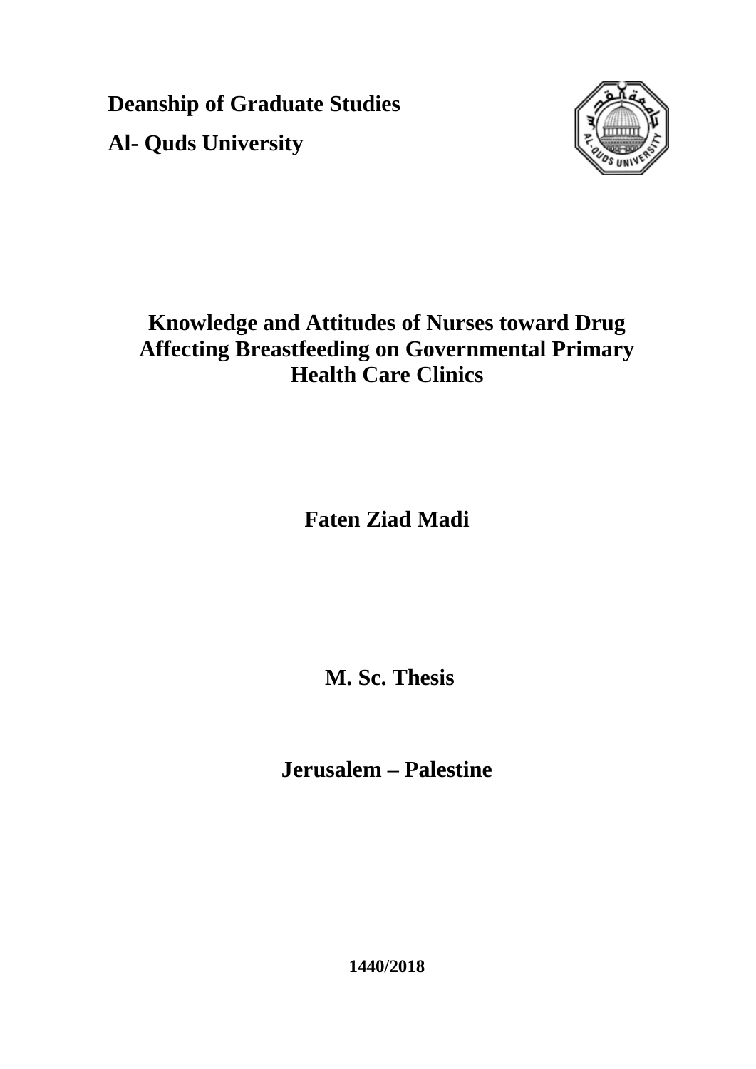**Deanship of Graduate Studies**

**Al- Quds University**

# Knowledge and Attitudes of Nurses toward Drug Affecting Breastfeeding on Governmental Primary Health Care Clinics

**Faten Ziad Madi**

**M. Sc. Thesis**

**Jerusalem – Palestine**

**1440/2018**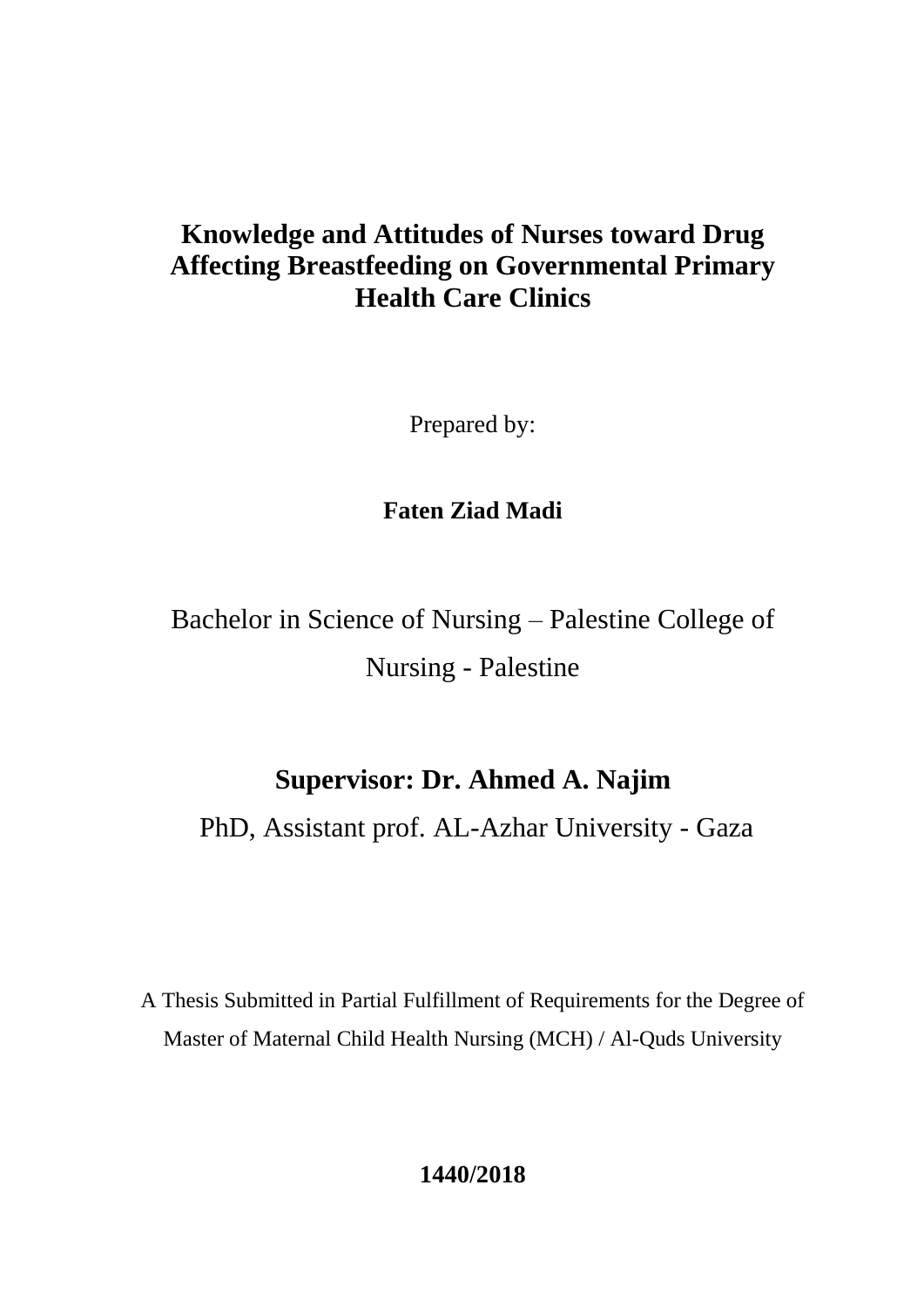# Knowledge and Attitudes of Nurses toward Drug Affecting Breastfeeding on Governmental Primary Health Care Clinics

Prepared by:

**Faten Ziad Madi**

Bachelor in Science of Nursing – Palestine College of Nursing - Palestine

**Supervisor: Dr. Ahmed A. Najim**

PhD, Assistant prof. AL-Azhar University - Gaza

A Thesis Submitted in Partial Fulfillment of Requirements for the Degree of Master of Maternal Child Health Nursing (MCH) / Al-Quds University

**1440/2018**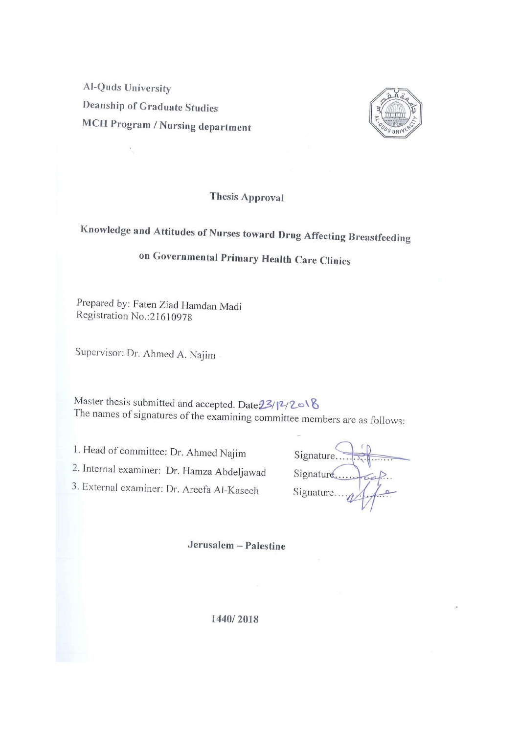Al-Quds University

Deanship of Graduate Studies

MCH Program / Nursing department

## Thesis Approval

## Knowledge and Attitudes of Nurses toward Drug Affecting Breastfeeding on Governmental Primary Health Care Clinics

Prepared by: Faten Ziad Hamdan Madi

Registration No.:21610978

Supervisor: Dr. Ahmed A. Najim

Master thesis submitted and accepted. Date 23/12/2018

The names of signatures of the examining committee members are as follows:

1. Head of committee: Dr. Ahmed Najim Signature..................
2. Internal examiner: Dr. Hamza Abdeljawad Signature..................
3. External examiner: Dr. Areefa Al-Kaseeh Signature..................

**Jerusalem – Palestine**

**1440/ 2018**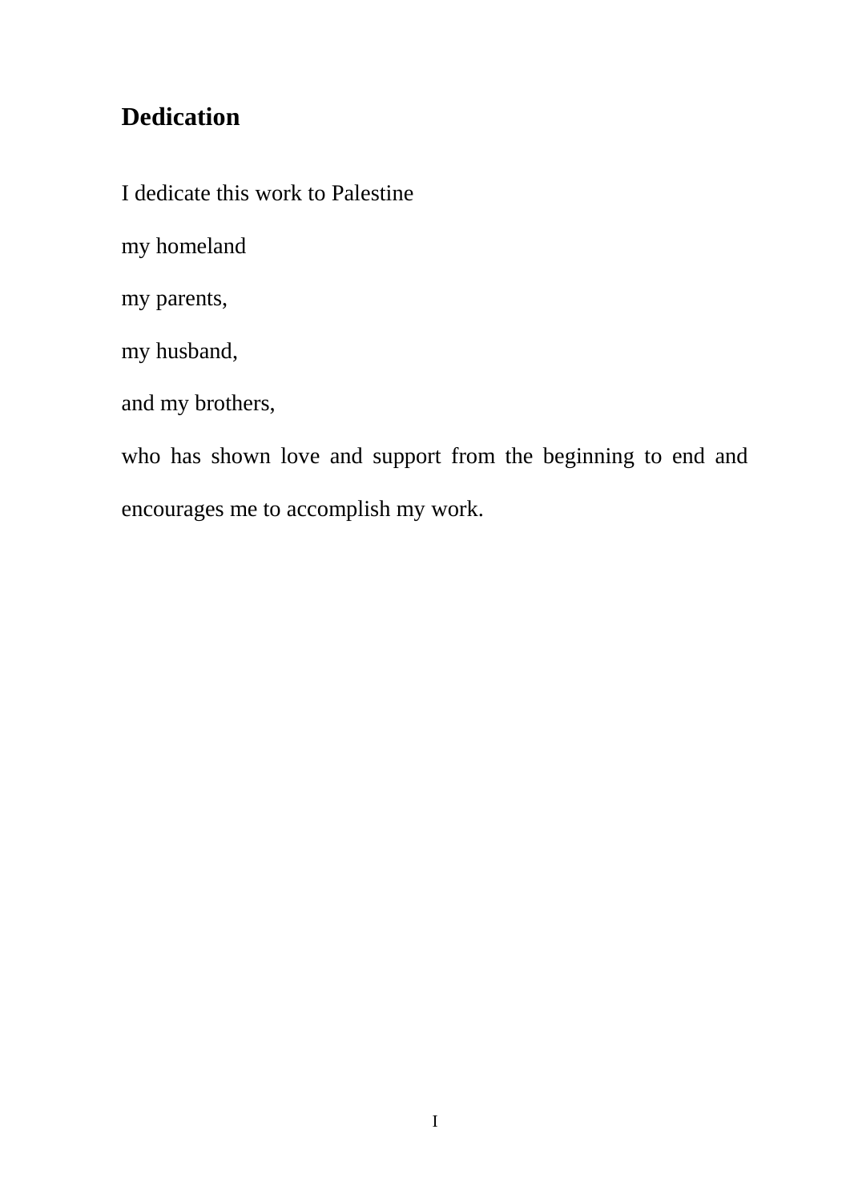## Dedication

I dedicate this work to Palestine

my homeland

my parents,

my husband,

and my brothers,

who has shown love and support from the beginning to end and encourages me to accomplish my work.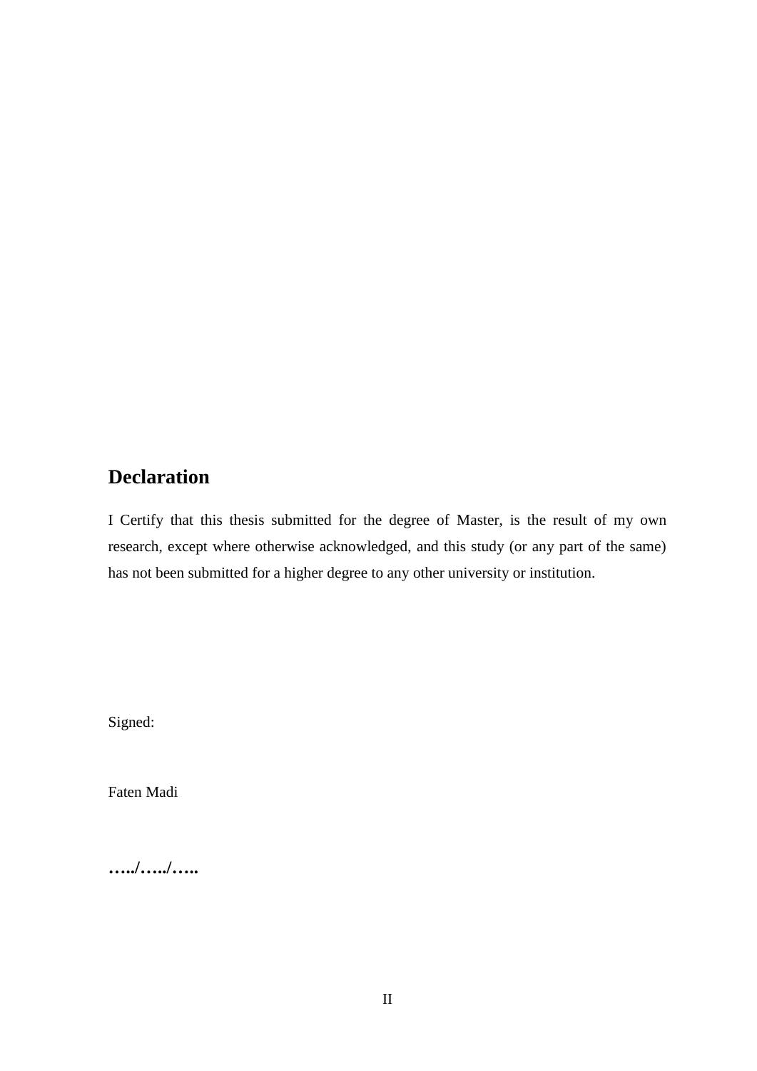## Declaration

I Certify that this thesis submitted for the degree of Master, is the result of my own research, except where otherwise acknowledged, and this study (or any part of the same) has not been submitted for a higher degree to any other university or institution.

Signed:

Faten Madi

**…../…../…..**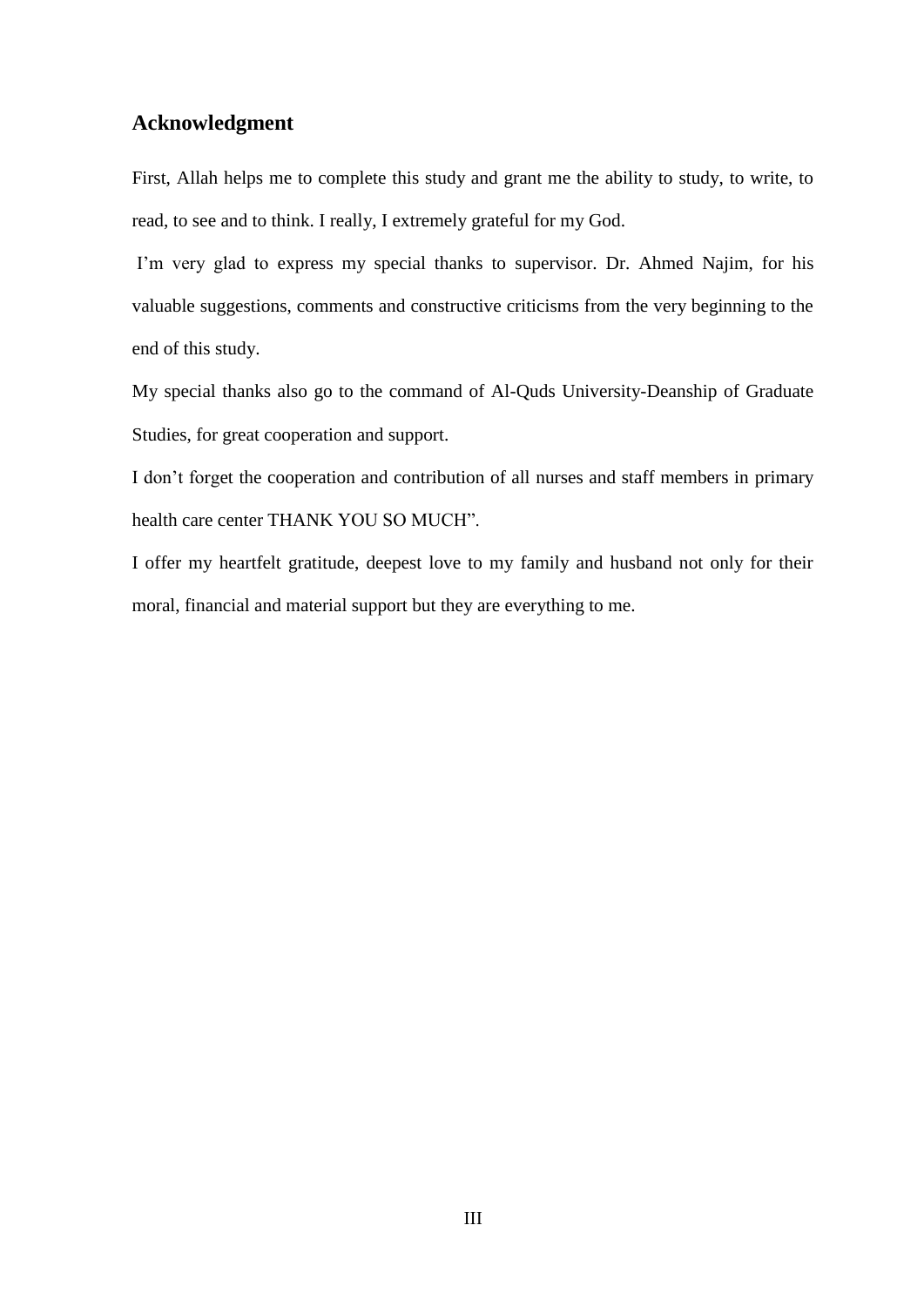## Acknowledgment

First, Allah helps me to complete this study and grant me the ability to study, to write, to read, to see and to think. I really, I extremely grateful for my God.

I'm very glad to express my special thanks to supervisor. Dr. Ahmed Najim, for his valuable suggestions, comments and constructive criticisms from the very beginning to the end of this study.

My special thanks also go to the command of Al-Quds University-Deanship of Graduate Studies, for great cooperation and support.

I don't forget the cooperation and contribution of all nurses and staff members in primary health care center THANK YOU SO MUCH".

I offer my heartfelt gratitude, deepest love to my family and husband not only for their moral, financial and material support but they are everything to me.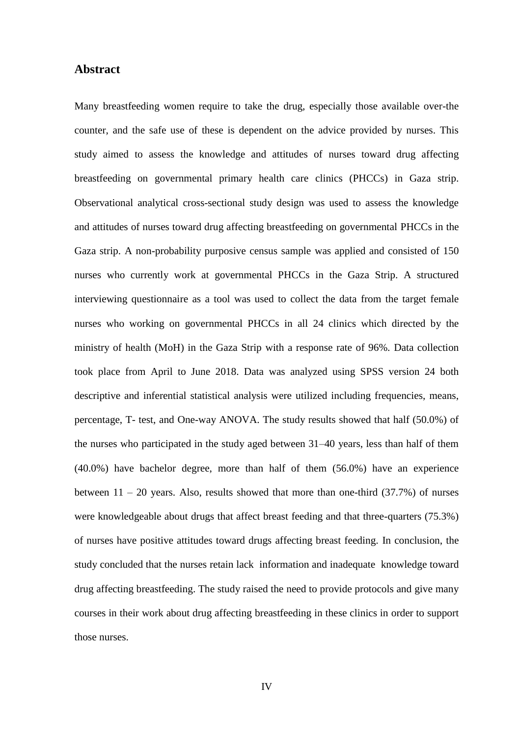## Abstract

Many breastfeeding women require to take the drug, especially those available over-the counter, and the safe use of these is dependent on the advice provided by nurses. This study aimed to assess the knowledge and attitudes of nurses toward drug affecting breastfeeding on governmental primary health care clinics (PHCCs) in Gaza strip. Observational analytical cross-sectional study design was used to assess the knowledge and attitudes of nurses toward drug affecting breastfeeding on governmental PHCCs in the Gaza strip. A non-probability purposive census sample was applied and consisted of 150 nurses who currently work at governmental PHCCs in the Gaza Strip. A structured interviewing questionnaire as a tool was used to collect the data from the target female nurses who working on governmental PHCCs in all 24 clinics which directed by the ministry of health (MoH) in the Gaza Strip with a response rate of 96%. Data collection took place from April to June 2018. Data was analyzed using SPSS version 24 both descriptive and inferential statistical analysis were utilized including frequencies, means, percentage, T- test, and One-way ANOVA. The study results showed that half (50.0%) of the nurses who participated in the study aged between 31–40 years, less than half of them (40.0%) have bachelor degree, more than half of them (56.0%) have an experience between 11 – 20 years. Also, results showed that more than one-third (37.7%) of nurses were knowledgeable about drugs that affect breast feeding and that three-quarters (75.3%) of nurses have positive attitudes toward drugs affecting breast feeding. In conclusion, the study concluded that the nurses retain lack information and inadequate knowledge toward drug affecting breastfeeding. The study raised the need to provide protocols and give many courses in their work about drug affecting breastfeeding in these clinics in order to support those nurses.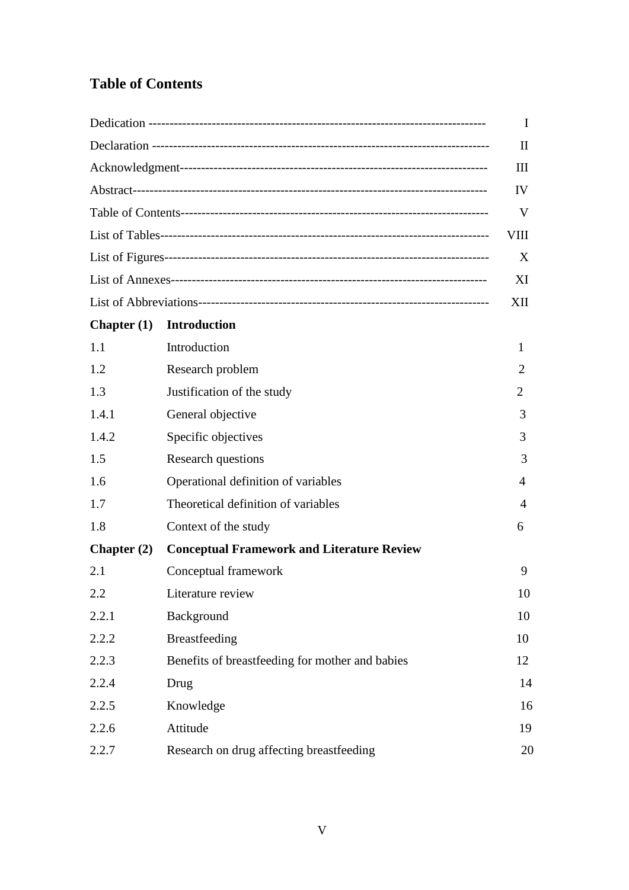## Table of Contents

| | | |
|---|---|---|
| Dedication | | I |
| Declaration | | II |
| Acknowledgment | | III |
| Abstract | | IV |
| Table of Contents | | V |
| List of Tables | | VIII |
| List of Figures | | X |
| List of Annexes | | XI |
| List of Abbreviations | | XII |
| **Chapter (1)** | **Introduction** | |
| 1.1 | Introduction | 1 |
| 1.2 | Research problem | 2 |
| 1.3 | Justification of the study | 2 |
| 1.4.1 | General objective | 3 |
| 1.4.2 | Specific objectives | 3 |
| 1.5 | Research questions | 3 |
| 1.6 | Operational definition of variables | 4 |
| 1.7 | Theoretical definition of variables | 4 |
| 1.8 | Context of the study | 6 |
| **Chapter (2)** | **Conceptual Framework and Literature Review** | |
| 2.1 | Conceptual framework | 9 |
| 2.2 | Literature review | 10 |
| 2.2.1 | Background | 10 |
| 2.2.2 | Breastfeeding | 10 |
| 2.2.3 | Benefits of breastfeeding for mother and babies | 12 |
| 2.2.4 | Drug | 14 |
| 2.2.5 | Knowledge | 16 |
| 2.2.6 | Attitude | 19 |
| 2.2.7 | Research on drug affecting breastfeeding | 20 |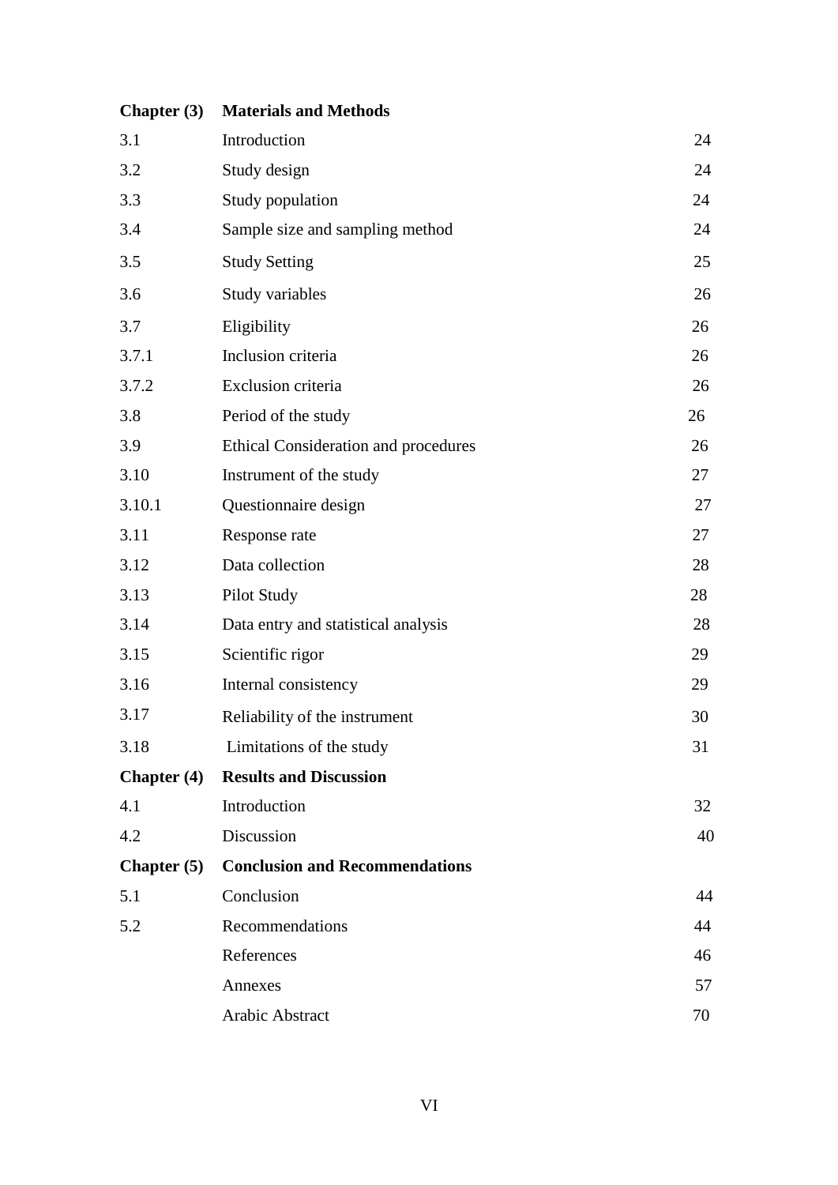| | | |
|---|---|---|
| **Chapter (3)** | **Materials and Methods** | |
| 3.1 | Introduction | 24 |
| 3.2 | Study design | 24 |
| 3.3 | Study population | 24 |
| 3.4 | Sample size and sampling method | 24 |
| 3.5 | Study Setting | 25 |
| 3.6 | Study variables | 26 |
| 3.7 | Eligibility | 26 |
| 3.7.1 | Inclusion criteria | 26 |
| 3.7.2 | Exclusion criteria | 26 |
| 3.8 | Period of the study | 26 |
| 3.9 | Ethical Consideration and procedures | 26 |
| 3.10 | Instrument of the study | 27 |
| 3.10.1 | Questionnaire design | 27 |
| 3.11 | Response rate | 27 |
| 3.12 | Data collection | 28 |
| 3.13 | Pilot Study | 28 |
| 3.14 | Data entry and statistical analysis | 28 |
| 3.15 | Scientific rigor | 29 |
| 3.16 | Internal consistency | 29 |
| 3.17 | Reliability of the instrument | 30 |
| 3.18 | Limitations of the study | 31 |
| **Chapter (4)** | **Results and Discussion** | |
| 4.1 | Introduction | 32 |
| 4.2 | Discussion | 40 |
| **Chapter (5)** | **Conclusion and Recommendations** | |
| 5.1 | Conclusion | 44 |
| 5.2 | Recommendations | 44 |
| | References | 46 |
| | Annexes | 57 |
| | Arabic Abstract | 70 |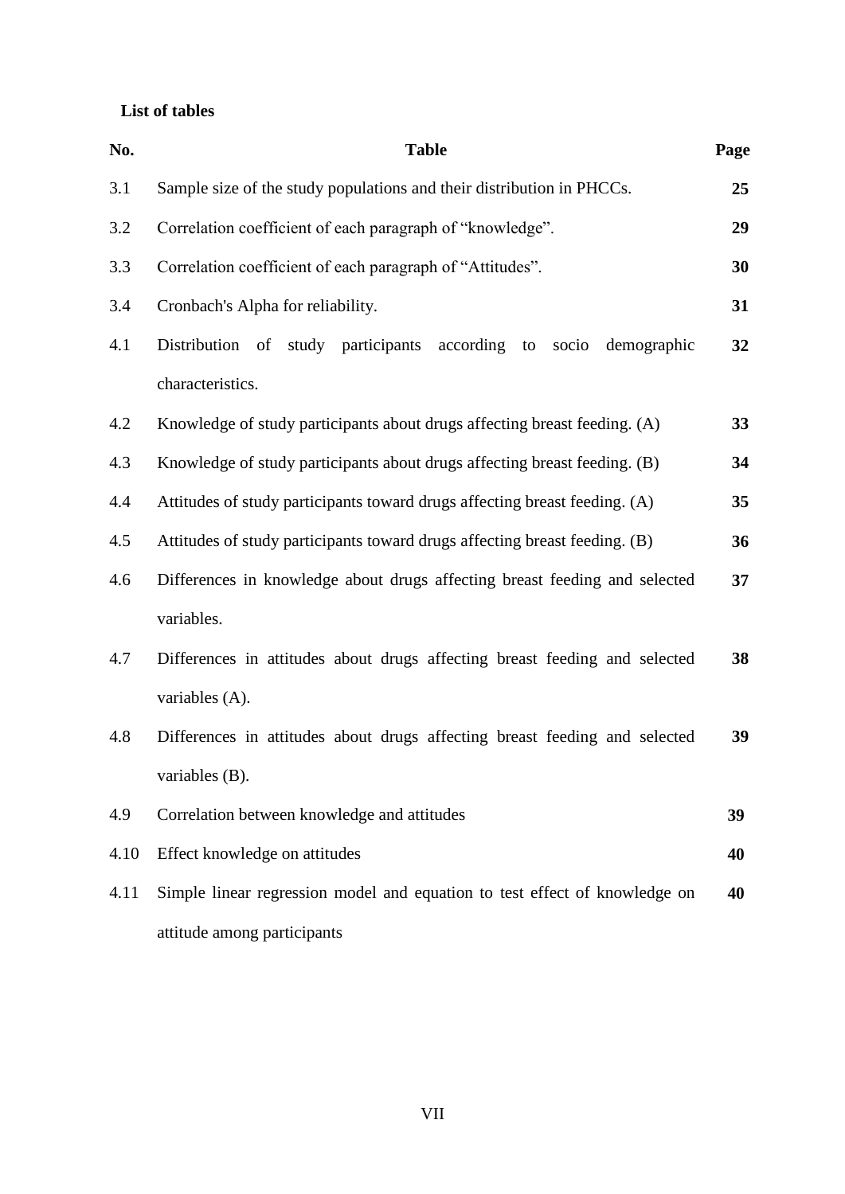**List of tables**

| No. | Table | Page |
|---|---|---|
| 3.1 | Sample size of the study populations and their distribution in PHCCs. | **25** |
| 3.2 | Correlation coefficient of each paragraph of "knowledge". | **29** |
| 3.3 | Correlation coefficient of each paragraph of "Attitudes". | **30** |
| 3.4 | Cronbach's Alpha for reliability. | **31** |
| 4.1 | Distribution of study participants according to socio demographic characteristics. | **32** |
| 4.2 | Knowledge of study participants about drugs affecting breast feeding. (A) | **33** |
| 4.3 | Knowledge of study participants about drugs affecting breast feeding. (B) | **34** |
| 4.4 | Attitudes of study participants toward drugs affecting breast feeding. (A) | **35** |
| 4.5 | Attitudes of study participants toward drugs affecting breast feeding. (B) | **36** |
| 4.6 | Differences in knowledge about drugs affecting breast feeding and selected variables. | **37** |
| 4.7 | Differences in attitudes about drugs affecting breast feeding and selected variables (A). | **38** |
| 4.8 | Differences in attitudes about drugs affecting breast feeding and selected variables (B). | **39** |
| 4.9 | Correlation between knowledge and attitudes | **39** |
| 4.10 | Effect knowledge on attitudes | **40** |
| 4.11 | Simple linear regression model and equation to test effect of knowledge on attitude among participants | **40** |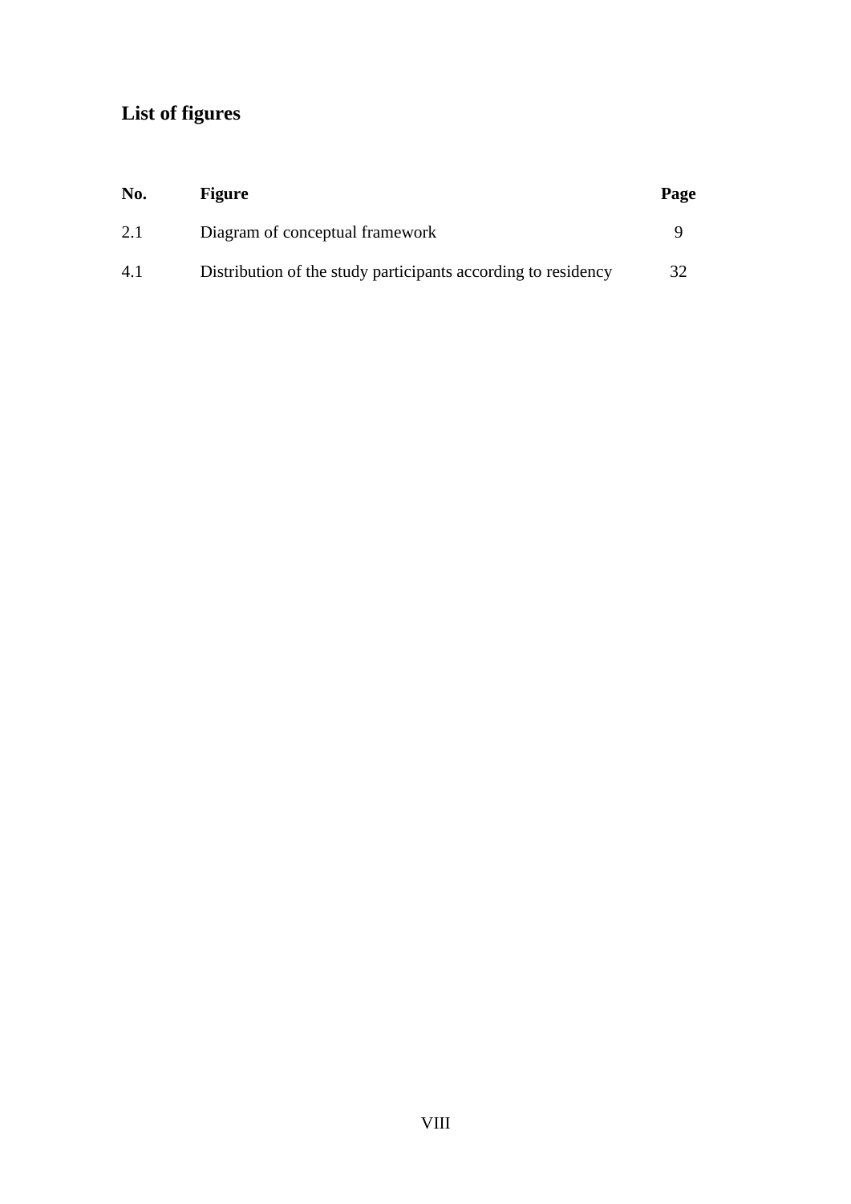## List of figures

| No. | Figure | Page |
|---|---|---|
| 2.1 | Diagram of conceptual framework | 9 |
| 4.1 | Distribution of the study participants according to residency | 32 |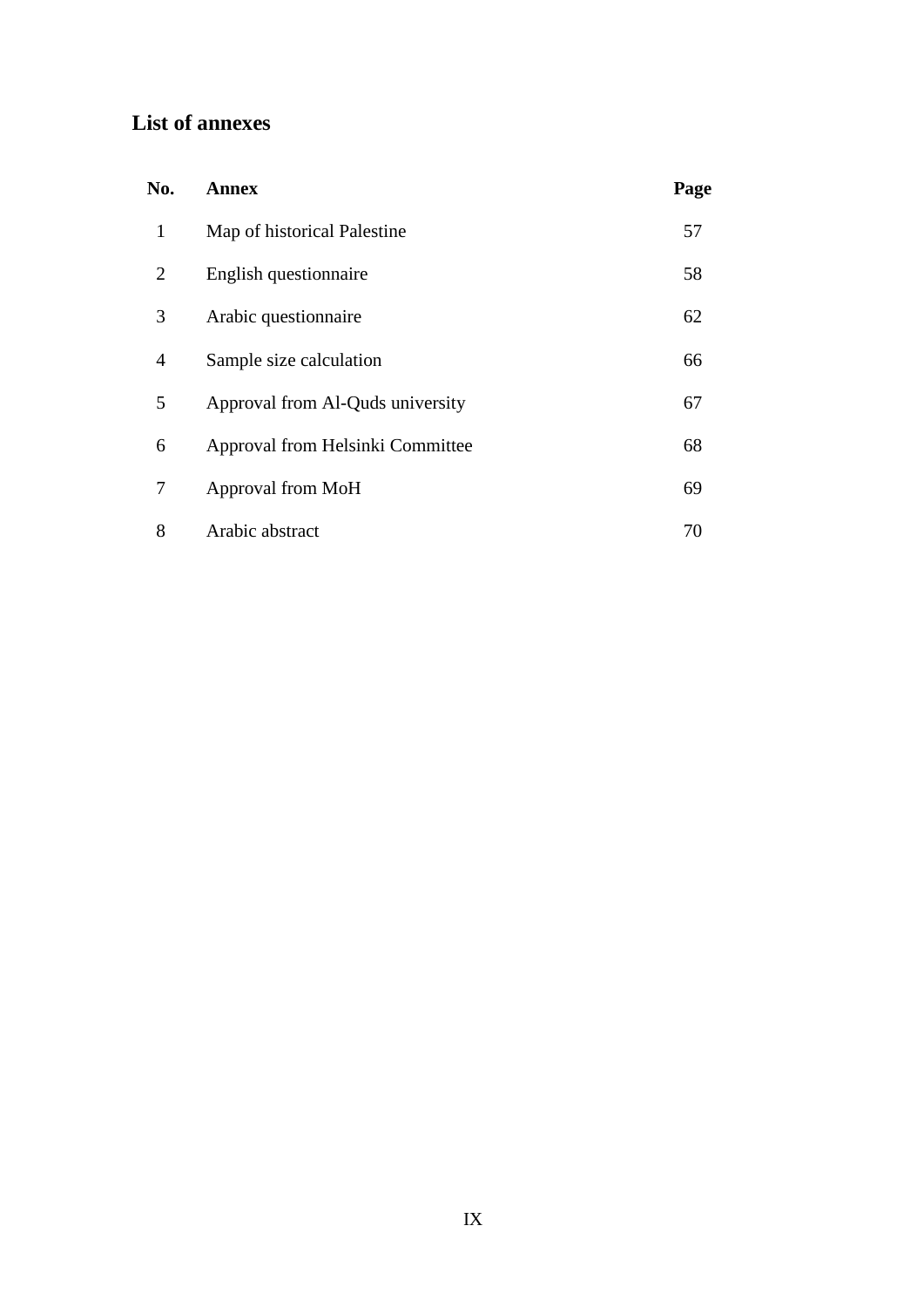## List of annexes

| No. | Annex | Page |
|---|---|---|
| 1 | Map of historical Palestine | 57 |
| 2 | English questionnaire | 58 |
| 3 | Arabic questionnaire | 62 |
| 4 | Sample size calculation | 66 |
| 5 | Approval from Al-Quds university | 67 |
| 6 | Approval from Helsinki Committee | 68 |
| 7 | Approval from MoH | 69 |
| 8 | Arabic abstract | 70 |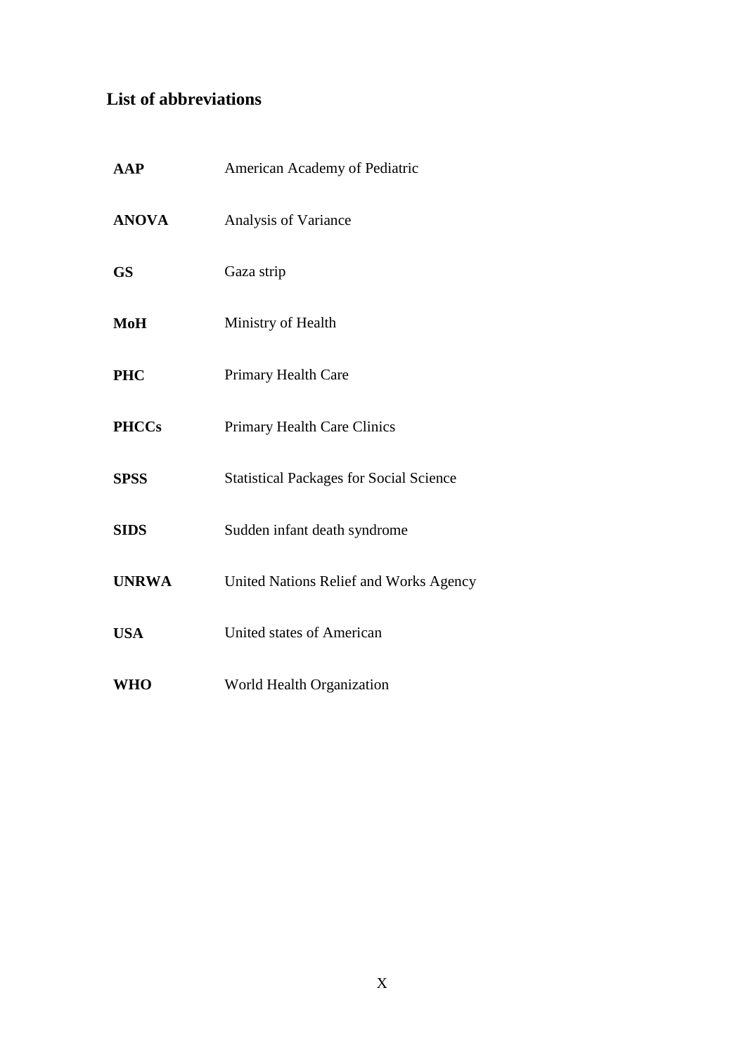## List of abbreviations

| | |
|---|---|
| **AAP** | American Academy of Pediatric |
| **ANOVA** | Analysis of Variance |
| **GS** | Gaza strip |
| **MoH** | Ministry of Health |
| **PHC** | Primary Health Care |
| **PHCCs** | Primary Health Care Clinics |
| **SPSS** | Statistical Packages for Social Science |
| **SIDS** | Sudden infant death syndrome |
| **UNRWA** | United Nations Relief and Works Agency |
| **USA** | United states of American |
| **WHO** | World Health Organization |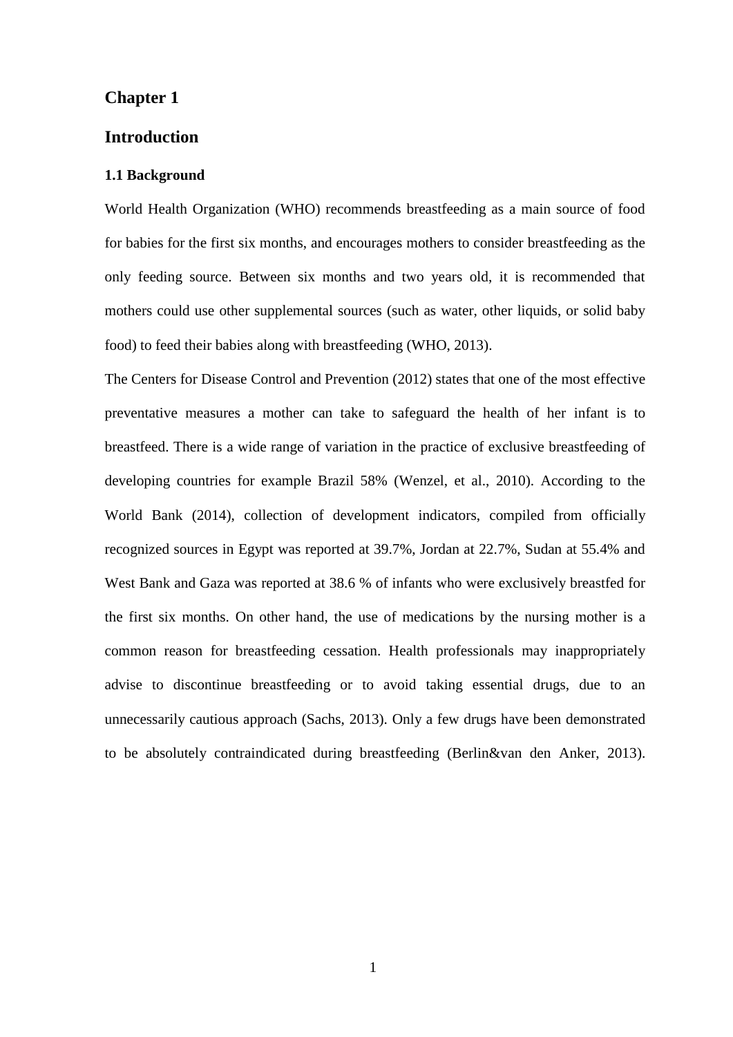# Chapter 1

## Introduction

### 1.1 Background

World Health Organization (WHO) recommends breastfeeding as a main source of food for babies for the first six months, and encourages mothers to consider breastfeeding as the only feeding source. Between six months and two years old, it is recommended that mothers could use other supplemental sources (such as water, other liquids, or solid baby food) to feed their babies along with breastfeeding (WHO, 2013).

The Centers for Disease Control and Prevention (2012) states that one of the most effective preventative measures a mother can take to safeguard the health of her infant is to breastfeed. There is a wide range of variation in the practice of exclusive breastfeeding of developing countries for example Brazil 58% (Wenzel, et al., 2010). According to the World Bank (2014), collection of development indicators, compiled from officially recognized sources in Egypt was reported at 39.7%, Jordan at 22.7%, Sudan at 55.4% and West Bank and Gaza was reported at 38.6 % of infants who were exclusively breastfed for the first six months. On other hand, the use of medications by the nursing mother is a common reason for breastfeeding cessation. Health professionals may inappropriately advise to discontinue breastfeeding or to avoid taking essential drugs, due to an unnecessarily cautious approach (Sachs, 2013). Only a few drugs have been demonstrated to be absolutely contraindicated during breastfeeding (Berlin&van den Anker, 2013).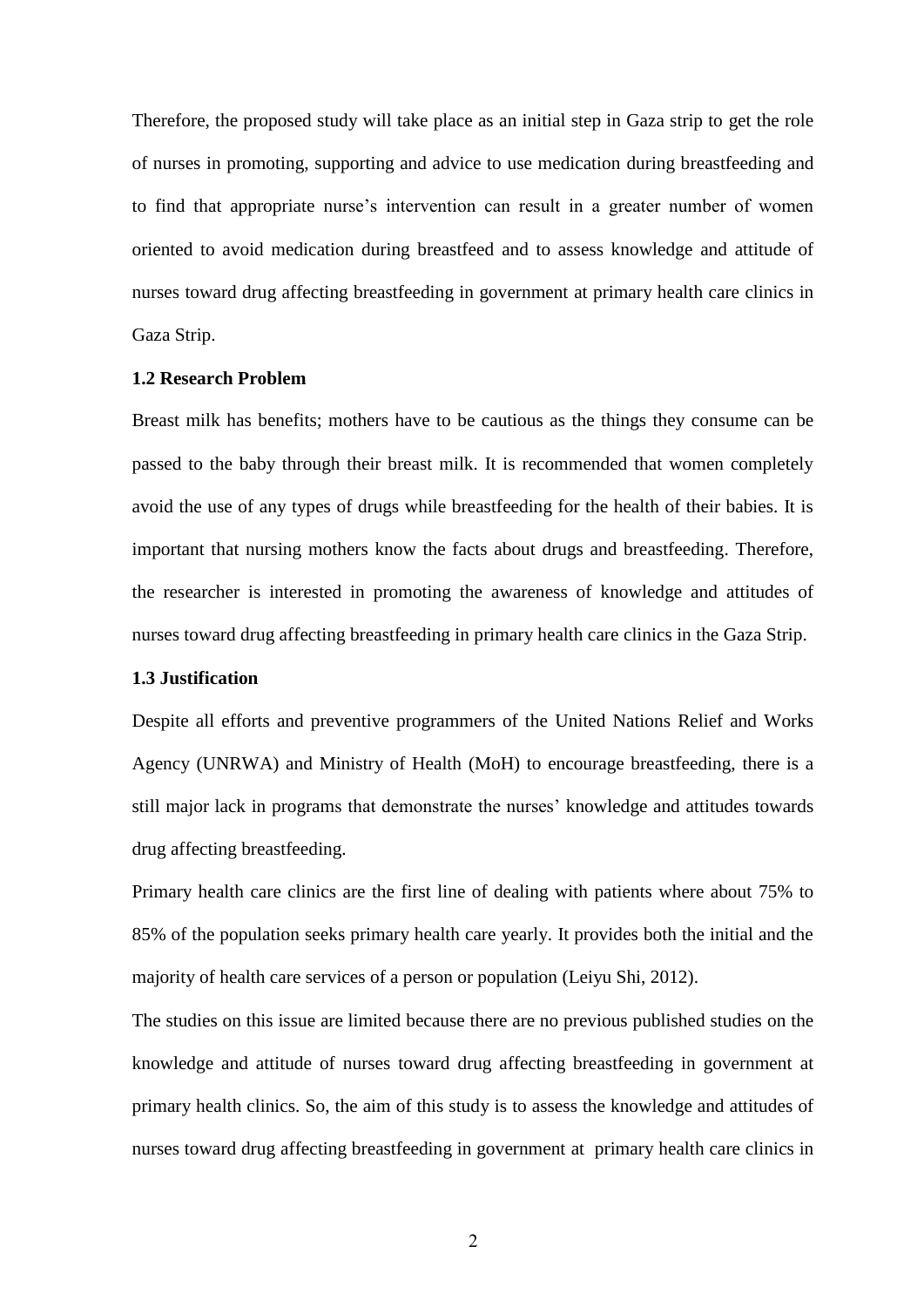Therefore, the proposed study will take place as an initial step in Gaza strip to get the role of nurses in promoting, supporting and advice to use medication during breastfeeding and to find that appropriate nurse's intervention can result in a greater number of women oriented to avoid medication during breastfeed and to assess knowledge and attitude of nurses toward drug affecting breastfeeding in government at primary health care clinics in Gaza Strip.

### 1.2 Research Problem

Breast milk has benefits; mothers have to be cautious as the things they consume can be passed to the baby through their breast milk. It is recommended that women completely avoid the use of any types of drugs while breastfeeding for the health of their babies. It is important that nursing mothers know the facts about drugs and breastfeeding. Therefore, the researcher is interested in promoting the awareness of knowledge and attitudes of nurses toward drug affecting breastfeeding in primary health care clinics in the Gaza Strip.

### 1.3 Justification

Despite all efforts and preventive programmers of the United Nations Relief and Works Agency (UNRWA) and Ministry of Health (MoH) to encourage breastfeeding, there is a still major lack in programs that demonstrate the nurses' knowledge and attitudes towards drug affecting breastfeeding.

Primary health care clinics are the first line of dealing with patients where about 75% to 85% of the population seeks primary health care yearly. It provides both the initial and the majority of health care services of a person or population (Leiyu Shi, 2012).

The studies on this issue are limited because there are no previous published studies on the knowledge and attitude of nurses toward drug affecting breastfeeding in government at primary health clinics. So, the aim of this study is to assess the knowledge and attitudes of nurses toward drug affecting breastfeeding in government at primary health care clinics in